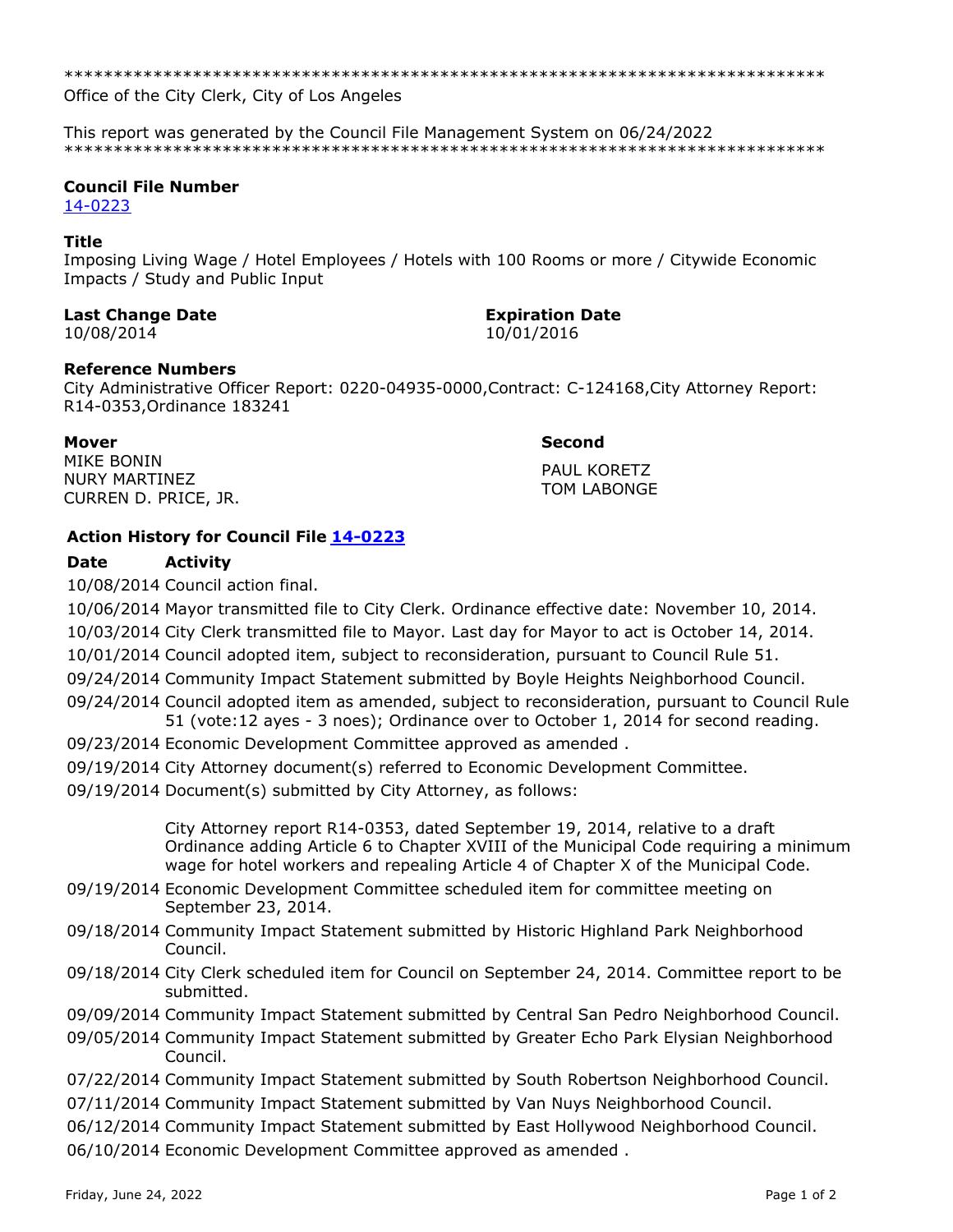\*\*\*\*\*\*\*\*\*\*\*\*\*\*\*\*\*\*\*\*\*\*\*\*\*\*\*\*\*\*\*\*\*\*\*\*\*\*\*\*\*\*\*\*\*\*\*\*\*\*\*\*\*\*\*\*\*\*\*\*\*\*\*\*\*\*\*\*\*\*\*\*\*\*\*\*\*\*

Office of the City Clerk, City of Los Angeles

This report was generated by the Council File Management System on 06/24/2022

\*\*\*\*\*\*\*\*\*\*\*\*\*\*\*\*\*\*\*\*\*\*\*\*\*\*\*\*\*\*\*\*\*\*\*\*\*\*\*\*\*\*\*\*\*\*\*\*\*\*\*\*\*\*\*\*\*\*\*\*\*\*\*\*\*\*\*\*\*\*\*\*\*\*\*\*\*\*

**Council File Number**

14-0223

**Title**

Imposing Living Wage / Hotel Employees / Hotels with 100 Rooms or more / Citywide Economic Impacts / Study and Public Input

**Last Change Date**

10/08/2014

**Expiration Date**

10/01/2016

**Reference Numbers**

City Administrative Officer Report: 0220-04935-0000,Contract: C-124168,City Attorney Report: R14-0353,Ordinance 183241

**Mover**

MIKE BONIN
NURY MARTINEZ
CURREN D. PRICE, JR.

**Second**

PAUL KORETZ
TOM LABONGE

**Action History for Council File 14-0223**

| Date | Activity |
|---|---|
| 10/08/2014 | Council action final. |
| 10/06/2014 | Mayor transmitted file to City Clerk. Ordinance effective date: November 10, 2014. |
| 10/03/2014 | City Clerk transmitted file to Mayor. Last day for Mayor to act is October 14, 2014. |
| 10/01/2014 | Council adopted item, subject to reconsideration, pursuant to Council Rule 51. |
| 09/24/2014 | Community Impact Statement submitted by Boyle Heights Neighborhood Council. |
| 09/24/2014 | Council adopted item as amended, subject to reconsideration, pursuant to Council Rule 51 (vote:12 ayes - 3 noes); Ordinance over to October 1, 2014 for second reading. |
| 09/23/2014 | Economic Development Committee approved as amended . |
| 09/19/2014 | City Attorney document(s) referred to Economic Development Committee. |
| 09/19/2014 | Document(s) submitted by City Attorney, as follows:<br><br>City Attorney report R14-0353, dated September 19, 2014, relative to a draft Ordinance adding Article 6 to Chapter XVIII of the Municipal Code requiring a minimum wage for hotel workers and repealing Article 4 of Chapter X of the Municipal Code. |
| 09/19/2014 | Economic Development Committee scheduled item for committee meeting on September 23, 2014. |
| 09/18/2014 | Community Impact Statement submitted by Historic Highland Park Neighborhood Council. |
| 09/18/2014 | City Clerk scheduled item for Council on September 24, 2014. Committee report to be submitted. |
| 09/09/2014 | Community Impact Statement submitted by Central San Pedro Neighborhood Council. |
| 09/05/2014 | Community Impact Statement submitted by Greater Echo Park Elysian Neighborhood Council. |
| 07/22/2014 | Community Impact Statement submitted by South Robertson Neighborhood Council. |
| 07/11/2014 | Community Impact Statement submitted by Van Nuys Neighborhood Council. |
| 06/12/2014 | Community Impact Statement submitted by East Hollywood Neighborhood Council. |
| 06/10/2014 | Economic Development Committee approved as amended . |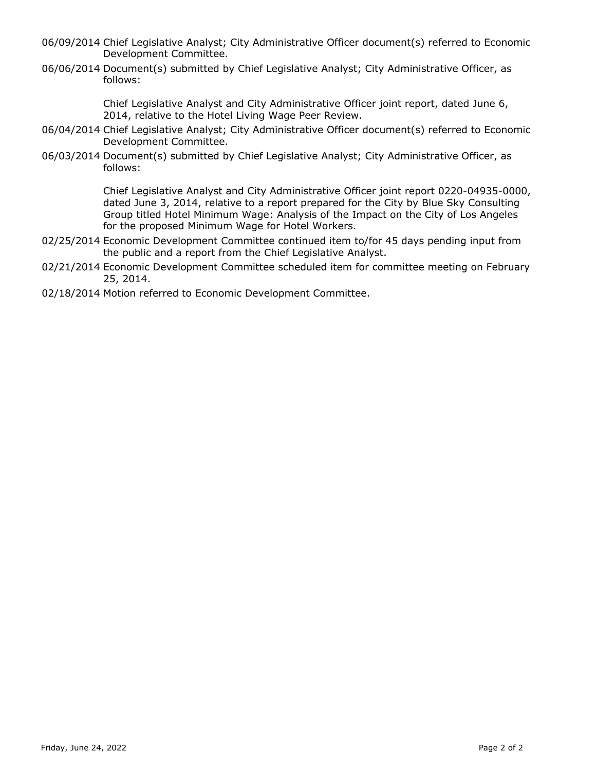06/09/2014 Chief Legislative Analyst; City Administrative Officer document(s) referred to Economic Development Committee.

06/06/2014 Document(s) submitted by Chief Legislative Analyst; City Administrative Officer, as follows:

Chief Legislative Analyst and City Administrative Officer joint report, dated June 6, 2014, relative to the Hotel Living Wage Peer Review.

06/04/2014 Chief Legislative Analyst; City Administrative Officer document(s) referred to Economic Development Committee.

06/03/2014 Document(s) submitted by Chief Legislative Analyst; City Administrative Officer, as follows:

Chief Legislative Analyst and City Administrative Officer joint report 0220-04935-0000, dated June 3, 2014, relative to a report prepared for the City by Blue Sky Consulting Group titled Hotel Minimum Wage: Analysis of the Impact on the City of Los Angeles for the proposed Minimum Wage for Hotel Workers.

02/25/2014 Economic Development Committee continued item to/for 45 days pending input from the public and a report from the Chief Legislative Analyst.

02/21/2014 Economic Development Committee scheduled item for committee meeting on February 25, 2014.

02/18/2014 Motion referred to Economic Development Committee.